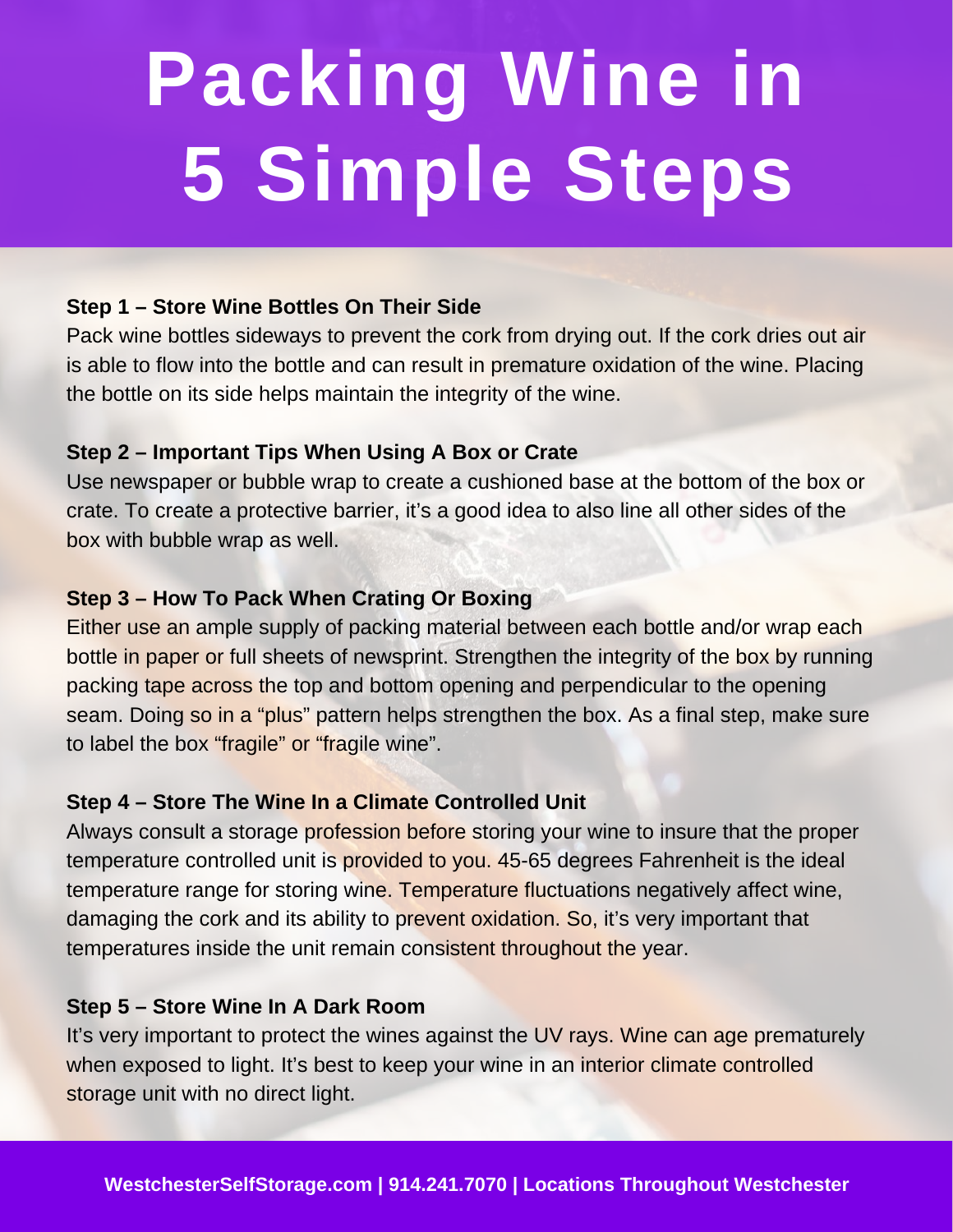# Packing Wine in 5 Simple Steps

**Step 1 – Store Wine Bottles On Their Side**

Pack wine bottles sideways to prevent the cork from drying out. If the cork dries out air is able to flow into the bottle and can result in premature oxidation of the wine. Placing the bottle on its side helps maintain the integrity of the wine.

**Step 2 – Important Tips When Using A Box or Crate**

Use newspaper or bubble wrap to create a cushioned base at the bottom of the box or crate. To create a protective barrier, it's a good idea to also line all other sides of the box with bubble wrap as well.

**Step 3 – How To Pack When Crating Or Boxing**

Either use an ample supply of packing material between each bottle and/or wrap each bottle in paper or full sheets of newsprint. Strengthen the integrity of the box by running packing tape across the top and bottom opening and perpendicular to the opening seam. Doing so in a "plus" pattern helps strengthen the box. As a final step, make sure to label the box "fragile" or "fragile wine".

**Step 4 – Store The Wine In a Climate Controlled Unit**

Always consult a storage profession before storing your wine to insure that the proper temperature controlled unit is provided to you. 45-65 degrees Fahrenheit is the ideal temperature range for storing wine. Temperature fluctuations negatively affect wine, damaging the cork and its ability to prevent oxidation. So, it's very important that temperatures inside the unit remain consistent throughout the year.

**Step 5 – Store Wine In A Dark Room**

It's very important to protect the wines against the UV rays. Wine can age prematurely when exposed to light. It's best to keep your wine in an interior climate controlled storage unit with no direct light.

**WestchesterSelfStorage.com | 914.241.7070 | Locations Throughout Westchester**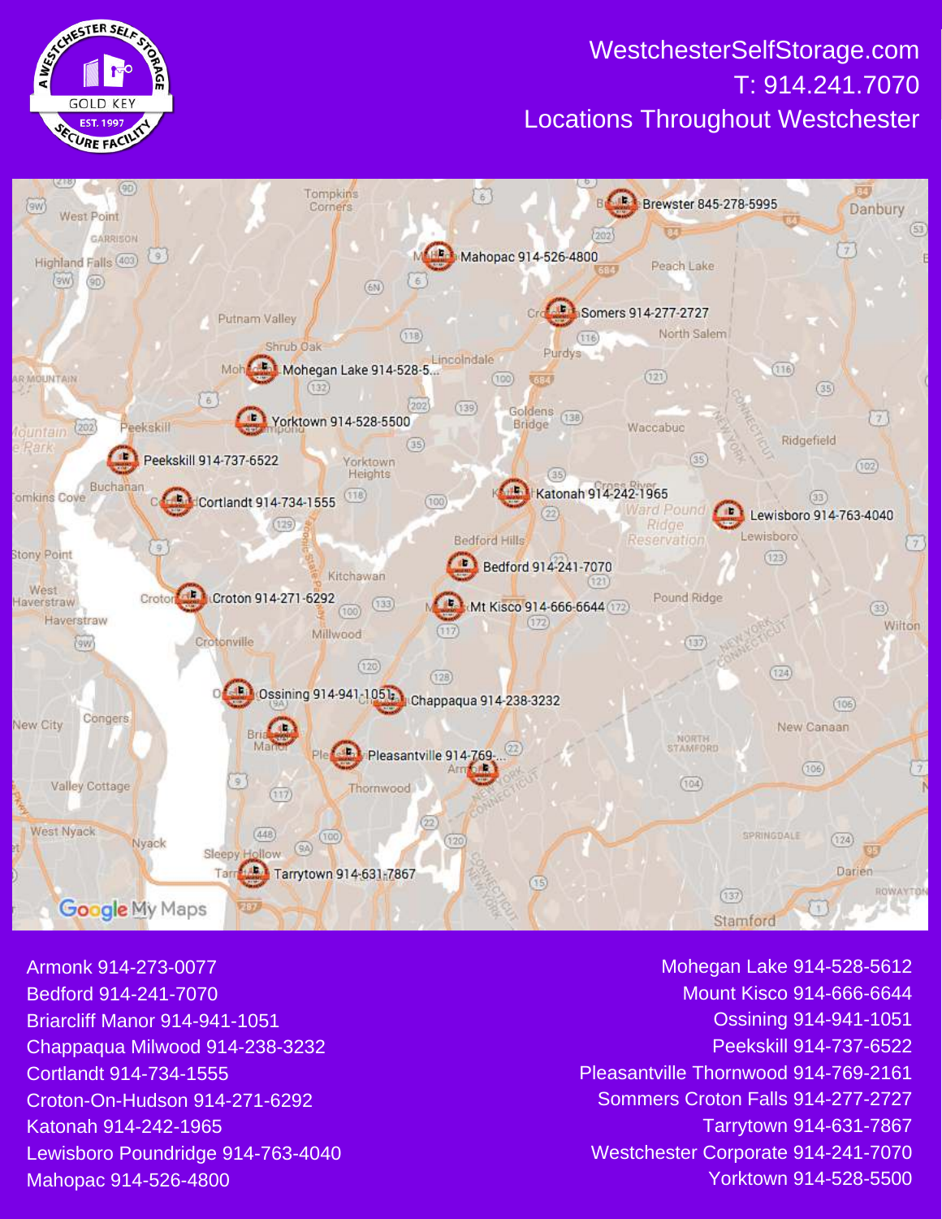WestchesterSelfStorage.com
T: 914.241.7070
Locations Throughout Westchester

Brewster 845-278-5995
Mahopac 914-526-4800
Somers 914-277-2727
Mohegan Lake 914-528-5...
Yorktown 914-528-5500
Peekskill 914-737-6522
Cortlandt 914-734-1555
Katonah 914-242-1965
Lewisboro 914-763-4040
Bedford 914-241-7070
Croton 914-271-6292
Mt Kisco 914-666-6644
Ossining 914-941-1051
Chappaqua 914-238-3232
Pleasantville 914-769-...
Tarrytown 914-631-7867

Armonk 914-273-0077
Bedford 914-241-7070
Briarcliff Manor 914-941-1051
Chappaqua Milwood 914-238-3232
Cortlandt 914-734-1555
Croton-On-Hudson 914-271-6292
Katonah 914-242-1965
Lewisboro Poundridge 914-763-4040
Mahopac 914-526-4800

Mohegan Lake 914-528-5612
Mount Kisco 914-666-6644
Ossining 914-941-1051
Peekskill 914-737-6522
Pleasantville Thornwood 914-769-2161
Sommers Croton Falls 914-277-2727
Tarrytown 914-631-7867
Westchester Corporate 914-241-7070
Yorktown 914-528-5500